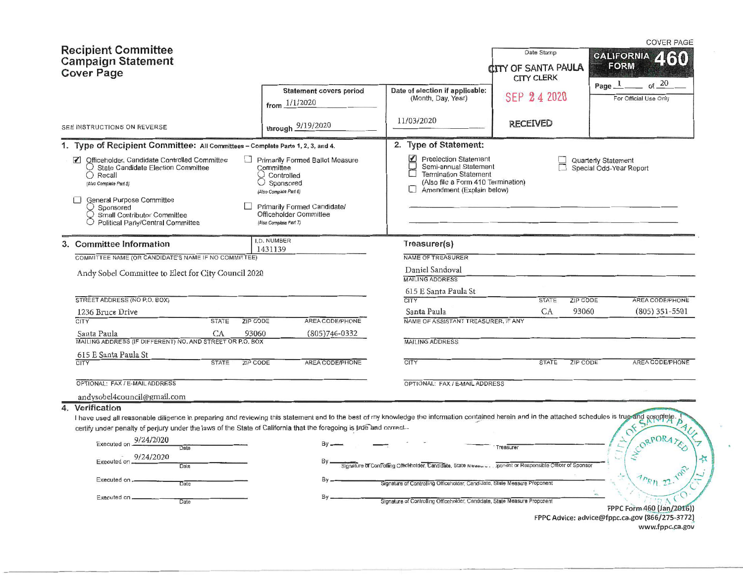COVER PAGE

# Recipient Committee Campaign Statement Cover Page

SEE INSTRUCTIONS ON REVERSE

**CALIFORNIA FORM 460**

Page 1 of 20

For Official Use Only

Date Stamp: CITY OF SANTA PAULA CITY CLERK — SEP 24 2020 — RECEIVED

**Statement covers period**

from 1/1/2020

through 9/19/2020

**Date of election if applicable:** (Month, Day, Year)

11/03/2020

## 1. Type of Recipient Committee: All Committees – Complete Parts 1, 2, 3, and 4.

- [x] Officeholder, Candidate Controlled Committee
  - ○ State Candidate Election Committee
  - ○ Recall
  - *(Also Complete Part 5)*
- [ ] General Purpose Committee
  - ○ Sponsored
  - ○ Small Contributor Committee
  - ○ Political Party/Central Committee
- [ ] Primarily Formed Ballot Measure Committee
  - ○ Controlled
  - ○ Sponsored
  - *(Also Complete Part 6)*
- [ ] Primarily Formed Candidate/ Officeholder Committee
  - *(Also Complete Part 7)*

## 2. Type of Statement:

- [x] Preelection Statement
- [ ] Semi-annual Statement
- [ ] Termination Statement (Also file a Form 410 Termination)
- [ ] Amendment (Explain below)
- [ ] Quarterly Statement
- [ ] Special Odd-Year Report

## 3. Committee Information

I.D. NUMBER: 1431139

COMMITTEE NAME (OR CANDIDATE'S NAME IF NO COMMITTEE)

Andy Sobel Committee to Elect for City Council 2020

STREET ADDRESS (NO P.O. BOX)

1236 Bruce Drive

| CITY | STATE | ZIP CODE | AREA CODE/PHONE |
|---|---|---|---|
| Santa Paula | CA | 93060 | (805)746-0332 |

MAILING ADDRESS (IF DIFFERENT) NO. AND STREET OR P.O. BOX

615 E Santa Paula St

| CITY | STATE | ZIP CODE | AREA CODE/PHONE |
|---|---|---|---|
| | | | |

OPTIONAL: FAX / E-MAIL ADDRESS

andysobel4council@gmail.com

### Treasurer(s)

NAME OF TREASURER

Daniel Sandoval

MAILING ADDRESS

615 E Santa Paula St

| CITY | STATE | ZIP CODE | AREA CODE/PHONE |
|---|---|---|---|
| Santa Paula | CA | 93060 | (805) 351-5501 |

NAME OF ASSISTANT TREASURER, IF ANY

MAILING ADDRESS

| CITY | STATE | ZIP CODE | AREA CODE/PHONE |
|---|---|---|---|
| | | | |

OPTIONAL: FAX / E-MAIL ADDRESS

## 4. Verification

I have used all reasonable diligence in preparing and reviewing this statement and to the best of my knowledge the information contained herein and in the attached schedules is true and complete. I certify under penalty of perjury under the laws of the State of California that the foregoing is true and correct.

Executed on 9/24/2020 Date — By ______ Treasurer

Executed on 9/24/2020 Date — By ______ Signature of Controlling Officeholder, Candidate, State Measure Proponent or Responsible Officer of Sponsor

Executed on ______ Date — By ______ Signature of Controlling Officeholder, Candidate, State Measure Proponent

Executed on ______ Date — By ______ Signature of Controlling Officeholder, Candidate, State Measure Proponent

FPPC Form 460 (Jan/2016)
FPPC Advice: advice@fppc.ca.gov (866/275-3772)
www.fppc.ca.gov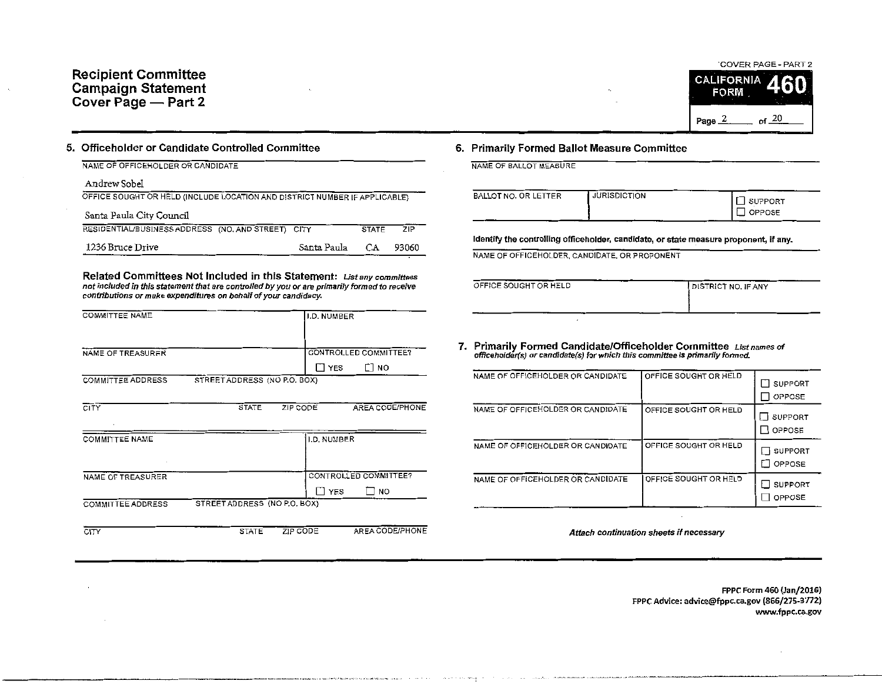# Recipient Committee Campaign Statement Cover Page — Part 2

COVER PAGE - PART 2

**CALIFORNIA FORM 460**

Page 2 of 20

## 5. Officeholder or Candidate Controlled Committee

| NAME OF OFFICEHOLDER OR CANDIDATE | | | |
|---|---|---|---|
| Andrew Sobel | | | |
| **OFFICE SOUGHT OR HELD (INCLUDE LOCATION AND DISTRICT NUMBER IF APPLICABLE)** | | | |
| Santa Paula City Council | | | |
| **RESIDENTIAL/BUSINESS ADDRESS (NO. AND STREET)** | **CITY** | **STATE** | **ZIP** |
| 1236 Bruce Drive | Santa Paula | CA | 93060 |

### Related Committees Not Included in this Statement:

*List any committees not included in this statement that are controlled by you or are primarily formed to receive contributions or make expenditures on behalf of your candidacy.*

| COMMITTEE NAME | | | I.D. NUMBER |
|---|---|---|---|
| | | | |
| NAME OF TREASURER | | | CONTROLLED COMMITTEE? ☐ YES ☐ NO |
| COMMITTEE ADDRESS STREET ADDRESS (NO P.O. BOX) | | | |
| CITY | STATE | ZIP CODE | AREA CODE/PHONE |

| COMMITTEE NAME | | | I.D. NUMBER |
|---|---|---|---|
| | | | |
| NAME OF TREASURER | | | CONTROLLED COMMITTEE? ☐ YES ☐ NO |
| COMMITTEE ADDRESS STREET ADDRESS (NO P.O. BOX) | | | |
| CITY | STATE | ZIP CODE | AREA CODE/PHONE |

## 6. Primarily Formed Ballot Measure Committee

| NAME OF BALLOT MEASURE | | |
|---|---|---|
| | | |
| **BALLOT NO. OR LETTER** | **JURISDICTION** | ☐ SUPPORT ☐ OPPOSE |

**Identify the controlling officeholder, candidate, or state measure proponent, if any.**

| NAME OF OFFICEHOLDER, CANDIDATE, OR PROPONENT | |
|---|---|
| | |
| **OFFICE SOUGHT OR HELD** | **DISTRICT NO. IF ANY** |

## 7. Primarily Formed Candidate/Officeholder Committee

*List names of officeholder(s) or candidate(s) for which this committee is primarily formed.*

| NAME OF OFFICEHOLDER OR CANDIDATE | OFFICE SOUGHT OR HELD | |
|---|---|---|
| | | ☐ SUPPORT ☐ OPPOSE |
| | | ☐ SUPPORT ☐ OPPOSE |
| | | ☐ SUPPORT ☐ OPPOSE |
| | | ☐ SUPPORT ☐ OPPOSE |

*Attach continuation sheets if necessary*

FPPC Form 460 (Jan/2016)
FPPC Advice: advice@fppc.ca.gov (866/275-3772)
www.fppc.ca.gov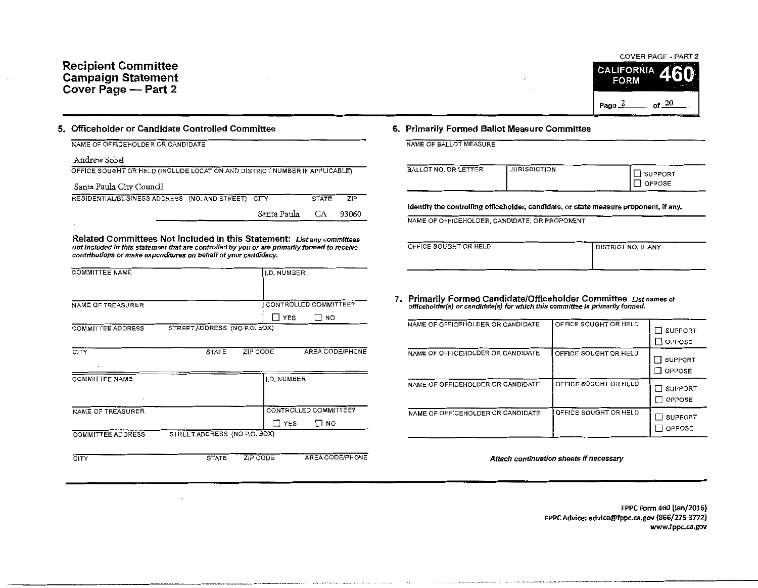# Recipient Committee Campaign Statement Cover Page — Part 2

**CALIFORNIA FORM 460**

COVER PAGE - PART 2

Page 2 of 20

## 5. Officeholder or Candidate Controlled Committee

NAME OF OFFICEHOLDER OR CANDIDATE

Andrew Sobel

OFFICE SOUGHT OR HELD (INCLUDE LOCATION AND DISTRICT NUMBER IF APPLICABLE)

Santa Paula City Council

| RESIDENTIAL/BUSINESS ADDRESS (NO. AND STREET) | CITY | STATE | ZIP |
|---|---|---|---|
| | Santa Paula | CA | 93060 |

**Related Committees Not Included in this Statement:** *List any committees not included in this statement that are controlled by you or are primarily formed to receive contributions or make expenditures on behalf of your candidacy.*

| COMMITTEE NAME | | | I.D. NUMBER |
|---|---|---|---|
| | | | |
| NAME OF TREASURER | | | CONTROLLED COMMITTEE? ☐ YES ☐ NO |
| COMMITTEE ADDRESS | STREET ADDRESS (NO P.O. BOX) | | |
| CITY | STATE | ZIP CODE | AREA CODE/PHONE |

| COMMITTEE NAME | | | I.D. NUMBER |
|---|---|---|---|
| | | | |
| NAME OF TREASURER | | | CONTROLLED COMMITTEE? ☐ YES ☐ NO |
| COMMITTEE ADDRESS | STREET ADDRESS (NO P.O. BOX) | | |
| CITY | STATE | ZIP CODE | AREA CODE/PHONE |

## 6. Primarily Formed Ballot Measure Committee

NAME OF BALLOT MEASURE

| BALLOT NO. OR LETTER | JURISDICTION | ☐ SUPPORT ☐ OPPOSE |
|---|---|---|
| | | |

**Identify the controlling officeholder, candidate, or state measure proponent, if any.**

NAME OF OFFICEHOLDER, CANDIDATE, OR PROPONENT

| OFFICE SOUGHT OR HELD | DISTRICT NO. IF ANY |
|---|---|
| | |

## 7. Primarily Formed Candidate/Officeholder Committee

*List names of officeholder(s) or candidate(s) for which this committee is primarily formed.*

| NAME OF OFFICEHOLDER OR CANDIDATE | OFFICE SOUGHT OR HELD | |
|---|---|---|
| | | ☐ SUPPORT ☐ OPPOSE |
| NAME OF OFFICEHOLDER OR CANDIDATE | OFFICE SOUGHT OR HELD | ☐ SUPPORT ☐ OPPOSE |
| NAME OF OFFICEHOLDER OR CANDIDATE | OFFICE SOUGHT OR HELD | ☐ SUPPORT ☐ OPPOSE |
| NAME OF OFFICEHOLDER OR CANDIDATE | OFFICE SOUGHT OR HELD | ☐ SUPPORT ☐ OPPOSE |

*Attach continuation sheets if necessary*

FPPC Form 460 (Jan/2016)
FPPC Advice: advice@fppc.ca.gov (866/275-3772)
www.fppc.ca.gov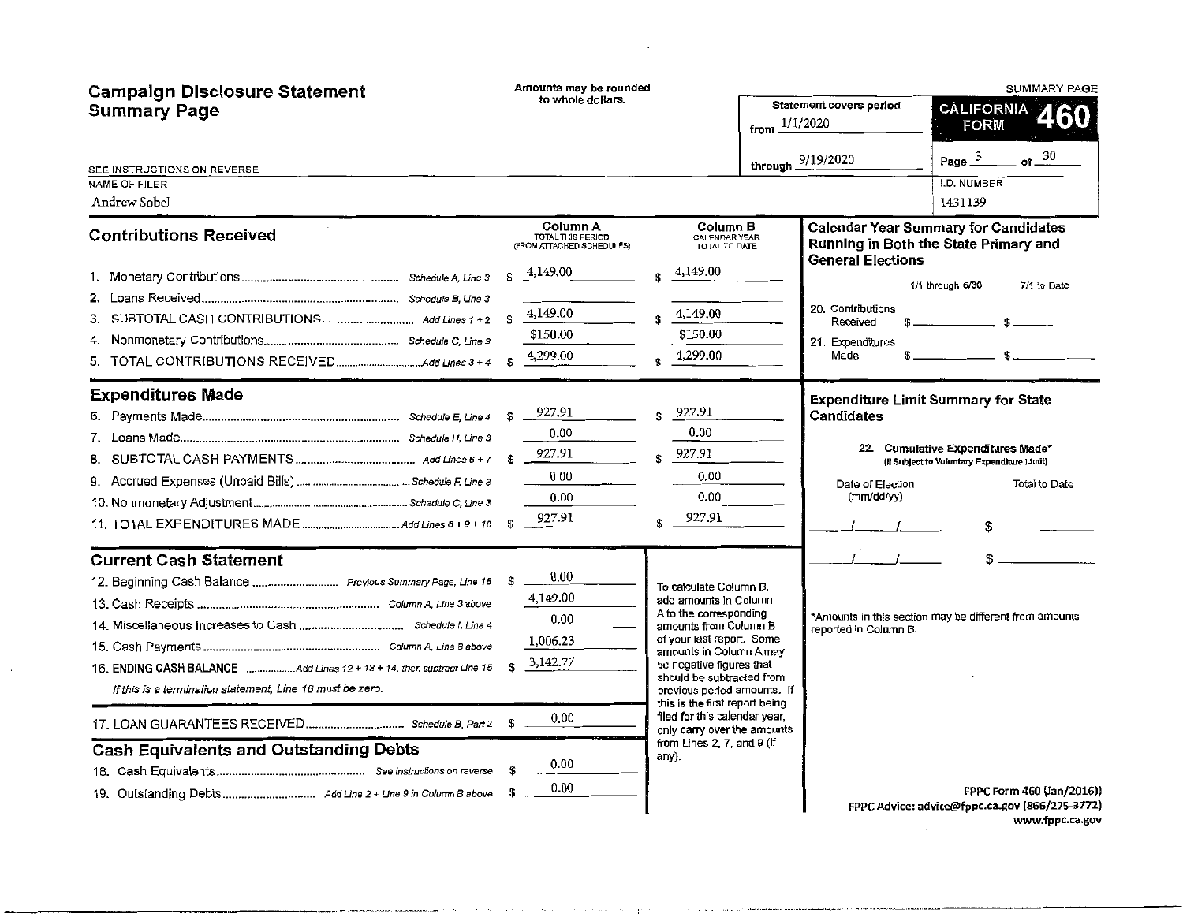# Campaign Disclosure Statement Summary Page

Amounts may be rounded to whole dollars.

SUMMARY PAGE

**CALIFORNIA FORM 460**

Statement covers period from 1/1/2020 through 9/19/2020

SEE INSTRUCTIONS ON REVERSE

NAME OF FILER: Andrew Sobel

I.D. NUMBER: 1431139

## Contributions Received

| | | Column A TOTAL THIS PERIOD (FROM ATTACHED SCHEDULES) | Column B CALENDAR YEAR TOTAL TO DATE |
|---|---|---|---|
| 1. Monetary Contributions | Schedule A, Line 3 | $ 4,149.00 | $ 4,149.00 |
| 2. Loans Received | Schedule B, Line 3 | | |
| 3. SUBTOTAL CASH CONTRIBUTIONS | Add Lines 1 + 2 | $ 4,149.00 | $ 4,149.00 |
| 4. Nonmonetary Contributions | Schedule C, Line 3 | $150.00 | $150.00 |
| 5. TOTAL CONTRIBUTIONS RECEIVED | Add Lines 3 + 4 | $ 4,299.00 | $ 4,299.00 |

## Expenditures Made

| | | Column A | Column B |
|---|---|---|---|
| 6. Payments Made | Schedule E, Line 4 | $ 927.91 | $ 927.91 |
| 7. Loans Made | Schedule H, Line 3 | 0.00 | 0.00 |
| 8. SUBTOTAL CASH PAYMENTS | Add Lines 6 + 7 | $ 927.91 | $ 927.91 |
| 9. Accrued Expenses (Unpaid Bills) | Schedule F, Line 3 | 0.00 | 0.00 |
| 10. Nonmonetary Adjustment | Schedule C, Line 3 | 0.00 | 0.00 |
| 11. TOTAL EXPENDITURES MADE | Add Lines 8 + 9 + 10 | $ 927.91 | $ 927.91 |

## Current Cash Statement

| | | |
|---|---|---|
| 12. Beginning Cash Balance | Previous Summary Page, Line 16 | $ 0.00 |
| 13. Cash Receipts | Column A, Line 3 above | 4,149.00 |
| 14. Miscellaneous Increases to Cash | Schedule I, Line 4 | 0.00 |
| 15. Cash Payments | Column A, Line 8 above | 1,006.23 |
| 16. **ENDING CASH BALANCE** | Add Lines 12 + 13 + 14, then subtract Line 15 | $ 3,142.77 |

*If this is a termination statement, Line 16 must be zero.*

| | | |
|---|---|---|
| 17. LOAN GUARANTEES RECEIVED | Schedule B, Part 2 | $ 0.00 |

To calculate Column B, add amounts in Column A to the corresponding amounts from Column B of your last report. Some amounts in Column A may be negative figures that should be subtracted from previous period amounts. If this is the first report being filed for this calendar year, only carry over the amounts from Lines 2, 7, and 9 (if any).

## Cash Equivalents and Outstanding Debts

| | | |
|---|---|---|
| 18. Cash Equivalents | See instructions on reverse | $ 0.00 |
| 19. Outstanding Debts | Add Line 2 + Line 9 in Column B above | $ 0.00 |

## Calendar Year Summary for Candidates Running in Both the State Primary and General Elections

| | 1/1 through 6/30 | 7/1 to Date |
|---|---|---|
| 20. Contributions Received | $ | $ |
| 21. Expenditures Made | $ | $ |

## Expenditure Limit Summary for State Candidates

22. Cumulative Expenditures Made* (If Subject to Voluntary Expenditure Limit)

| Date of Election (mm/dd/yy) | Total to Date |
|---|---|
| / / | $ |
| / / | $ |

*Amounts in this section may be different from amounts reported in Column B.

FPPC Form 460 (Jan/2016))
FPPC Advice: advice@fppc.ca.gov (866/275-3772)
www.fppc.ca.gov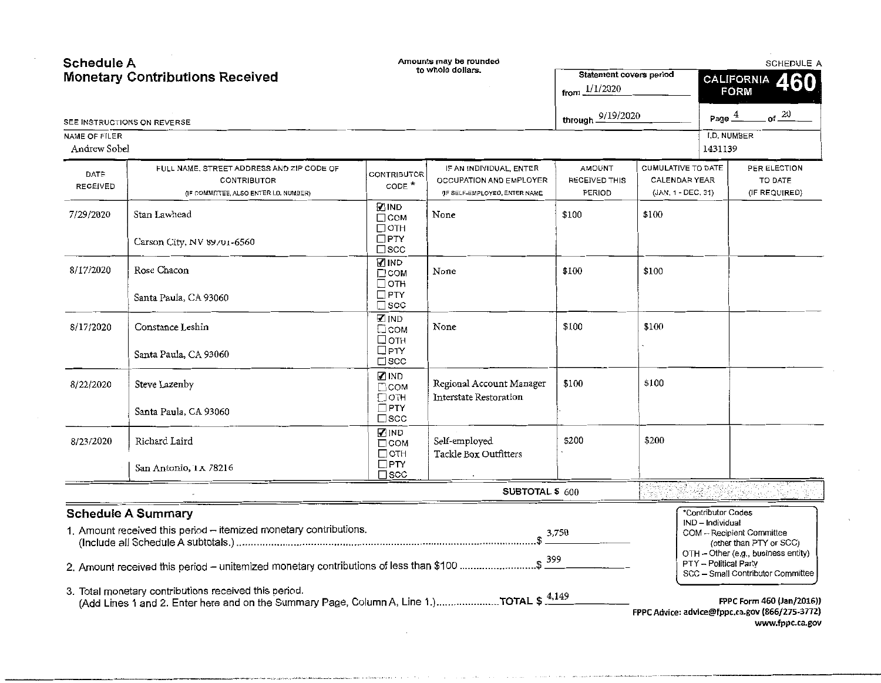# Schedule A
## Monetary Contributions Received

Amounts may be rounded to whole dollars.

SEE INSTRUCTIONS ON REVERSE

Statement covers period from 1/1/2020 through 9/19/2020

SCHEDULE A

**CALIFORNIA FORM 460**

Page 4 of 20

NAME OF FILER: Andrew Sobel

I.D. NUMBER: 1431139

| DATE RECEIVED | FULL NAME, STREET ADDRESS AND ZIP CODE OF CONTRIBUTOR (IF COMMITTEE, ALSO ENTER I.D. NUMBER) | CONTRIBUTOR CODE * | IF AN INDIVIDUAL, ENTER OCCUPATION AND EMPLOYER (IF SELF-EMPLOYED, ENTER NAME | AMOUNT RECEIVED THIS PERIOD | CUMULATIVE TO DATE CALENDAR YEAR (JAN. 1 - DEC. 31) | PER ELECTION TO DATE (IF REQUIRED) |
|---|---|---|---|---|---|---|
| 7/29/2020 | Stan Lawhead<br>Carson City, NV 89701-6560 | ☑ IND ☐ COM ☐ OTH ☐ PTY ☐ SCC | None | $100 | $100 | |
| 8/17/2020 | Rose Chacon<br>Santa Paula, CA 93060 | ☑ IND ☐ COM ☐ OTH ☐ PTY ☐ SCC | None | $100 | $100 | |
| 8/17/2020 | Constance Leshin<br>Santa Paula, CA 93060 | ☑ IND ☐ COM ☐ OTH ☐ PTY ☐ SCC | None | $100 | $100 | |
| 8/22/2020 | Steve Lazenby<br>Santa Paula, CA 93060 | ☑ IND ☐ COM ☐ OTH ☐ PTY ☐ SCC | Regional Account Manager<br>Interstate Restoration | $100 | $100 | |
| 8/23/2020 | Richard Laird<br>San Antonio, TX 78216 | ☑ IND ☐ COM ☐ OTH ☐ PTY ☐ SCC | Self-employed<br>Tackle Box Outfitters | $200 | $200 | |
| | | | SUBTOTAL $ | 600 | | |

## Schedule A Summary

1. Amount received this period – itemized monetary contributions. (Include all Schedule A subtotals.) ........ $ 3,750
2. Amount received this period – unitemized monetary contributions of less than $100 ........ $ 399
3. Total monetary contributions received this period. (Add Lines 1 and 2. Enter here and on the Summary Page, Column A, Line 1.) ........ TOTAL $ 4,149

*Contributor Codes
- IND – Individual
- COM – Recipient Committee (other than PTY or SCC)
- OTH – Other (e.g., business entity)
- PTY – Political Party
- SCC – Small Contributor Committee

FPPC Form 460 (Jan/2016))
FPPC Advice: advice@fppc.ca.gov (866/275-3772)
www.fppc.ca.gov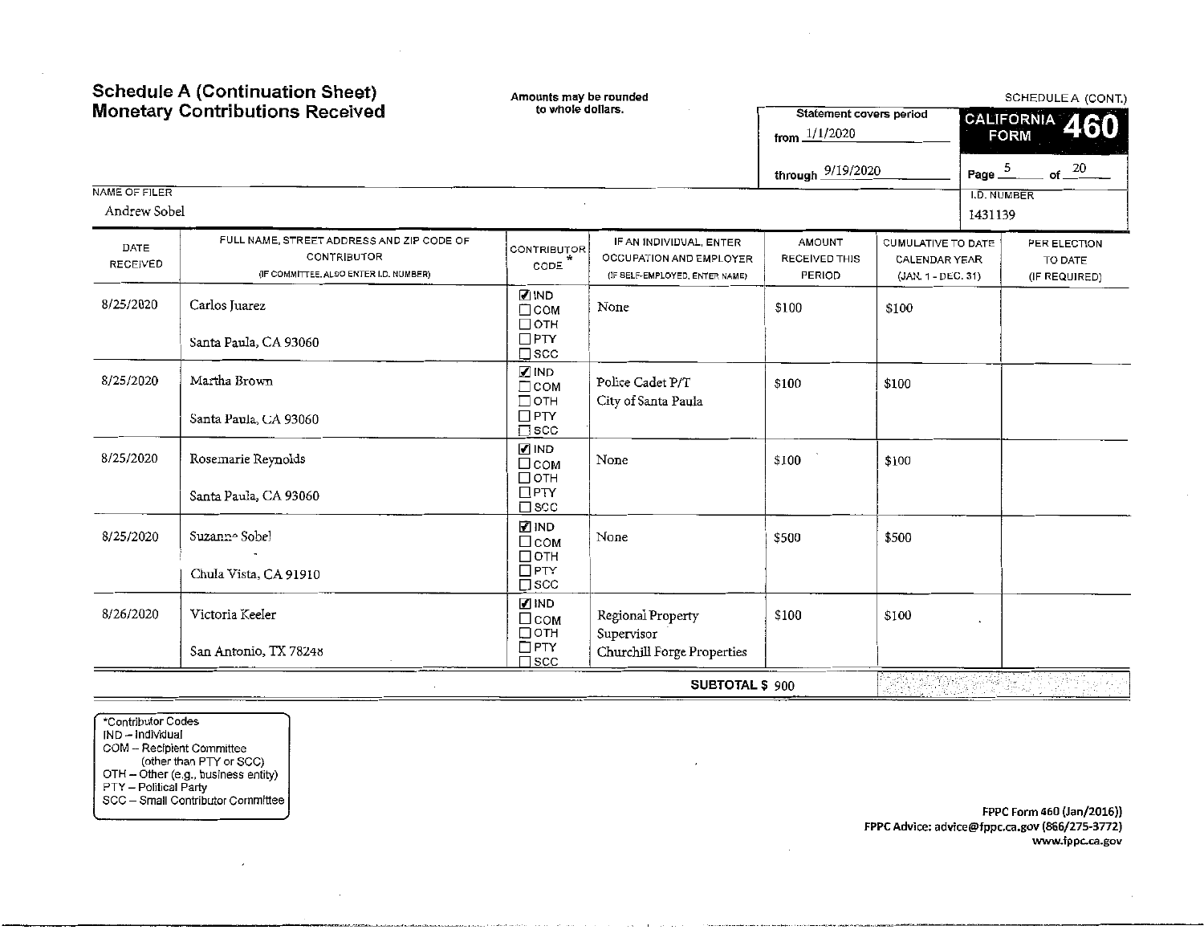## Schedule A (Continuation Sheet)
## Monetary Contributions Received

Amounts may be rounded to whole dollars.

SCHEDULE A (CONT.)

CALIFORNIA FORM 460

Statement covers period from 1/1/2020 through 9/19/2020

Page 5 of 20

NAME OF FILER: Andrew Sobel

I.D. NUMBER: 1431139

| DATE RECEIVED | FULL NAME, STREET ADDRESS AND ZIP CODE OF CONTRIBUTOR (IF COMMITTEE, ALSO ENTER I.D. NUMBER) | CONTRIBUTOR CODE * | IF AN INDIVIDUAL, ENTER OCCUPATION AND EMPLOYER (IF SELF-EMPLOYED, ENTER NAME) | AMOUNT RECEIVED THIS PERIOD | CUMULATIVE TO DATE CALENDAR YEAR (JAN. 1 - DEC. 31) | PER ELECTION TO DATE (IF REQUIRED) |
|---|---|---|---|---|---|---|
| 8/25/2020 | Carlos Juarez<br>Santa Paula, CA 93060 | ☑ IND ☐ COM ☐ OTH ☐ PTY ☐ SCC | None | $100 | $100 | |
| 8/25/2020 | Martha Brown<br>Santa Paula, CA 93060 | ☑ IND ☐ COM ☐ OTH ☐ PTY ☐ SCC | Police Cadet P/T<br>City of Santa Paula | $100 | $100 | |
| 8/25/2020 | Rosemarie Reynolds<br>Santa Paula, CA 93060 | ☑ IND ☐ COM ☐ OTH ☐ PTY ☐ SCC | None | $100 | $100 | |
| 8/25/2020 | Suzanne Sobel<br>Chula Vista, CA 91910 | ☑ IND ☐ COM ☐ OTH ☐ PTY ☐ SCC | None | $500 | $500 | |
| 8/26/2020 | Victoria Keeler<br>San Antonio, TX 78248 | ☑ IND ☐ COM ☐ OTH ☐ PTY ☐ SCC | Regional Property Supervisor<br>Churchill Forge Properties | $100 | $100 | |
| | | | SUBTOTAL $ | 900 | | |

*Contributor Codes
IND – Individual
COM – Recipient Committee (other than PTY or SCC)
OTH – Other (e.g., business entity)
PTY – Political Party
SCC – Small Contributor Committee

FPPC Form 460 (Jan/2016))
FPPC Advice: advice@fppc.ca.gov (866/275-3772)
www.fppc.ca.gov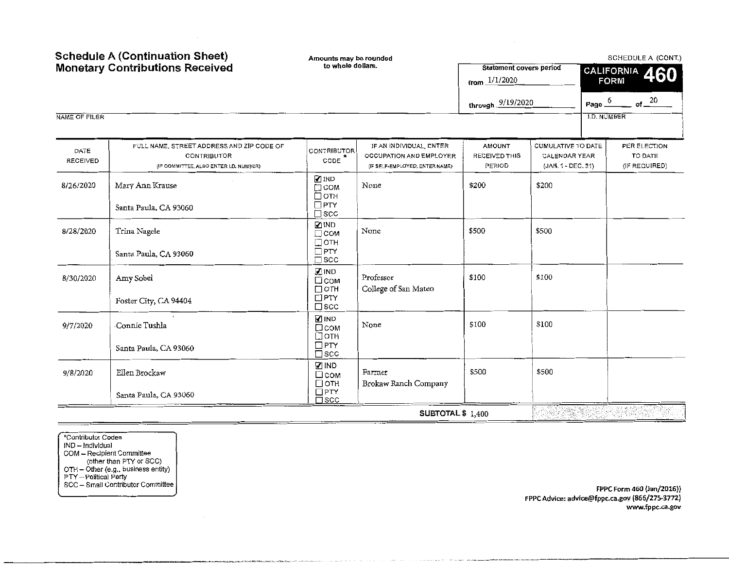# Schedule A (Continuation Sheet)
## Monetary Contributions Received

Amounts may be rounded to whole dollars.

SCHEDULE A (CONT.)

**CALIFORNIA FORM 460**

Statement covers period from 1/1/2020 through 9/19/2020

Page 6 of 20

NAME OF FILER

I.D. NUMBER

| DATE RECEIVED | FULL NAME, STREET ADDRESS AND ZIP CODE OF CONTRIBUTOR (IF COMMITTEE, ALSO ENTER I.D. NUMBER) | CONTRIBUTOR CODE * | IF AN INDIVIDUAL, ENTER OCCUPATION AND EMPLOYER (IF SELF-EMPLOYED, ENTER NAME) | AMOUNT RECEIVED THIS PERIOD | CUMULATIVE TO DATE CALENDAR YEAR (JAN. 1 - DEC. 31) | PER ELECTION TO DATE (IF REQUIRED) |
|---|---|---|---|---|---|---|
| 8/26/2020 | Mary Ann Krause<br>Santa Paula, CA 93060 | ☑ IND ☐ COM ☐ OTH ☐ PTY ☐ SCC | None | $200 | $200 | |
| 8/28/2020 | Trina Nagele<br>Santa Paula, CA 93060 | ☑ IND ☐ COM ☐ OTH ☐ PTY ☐ SCC | None | $500 | $500 | |
| 8/30/2020 | Amy Sobel<br>Foster City, CA 94404 | ☑ IND ☐ COM ☐ OTH ☐ PTY ☐ SCC | Professor<br>College of San Mateo | $100 | $100 | |
| 9/7/2020 | Connie Tushla<br>Santa Paula, CA 93060 | ☑ IND ☐ COM ☐ OTH ☐ PTY ☐ SCC | None | $100 | $100 | |
| 9/8/2020 | Ellen Brockaw<br>Santa Paula, CA 93060 | ☑ IND ☐ COM ☐ OTH ☐ PTY ☐ SCC | Farmer<br>Brokaw Ranch Company | $500 | $500 | |
| | | | **SUBTOTAL $** | 1,400 | | |

*Contributor Codes
IND – Individual
COM – Recipient Committee (other than PTY or SCC)
OTH – Other (e.g., business entity)
PTY – Political Party
SCC – Small Contributor Committee

FPPC Form 460 (Jan/2016))
FPPC Advice: advice@fppc.ca.gov (866/275-3772)
www.fppc.ca.gov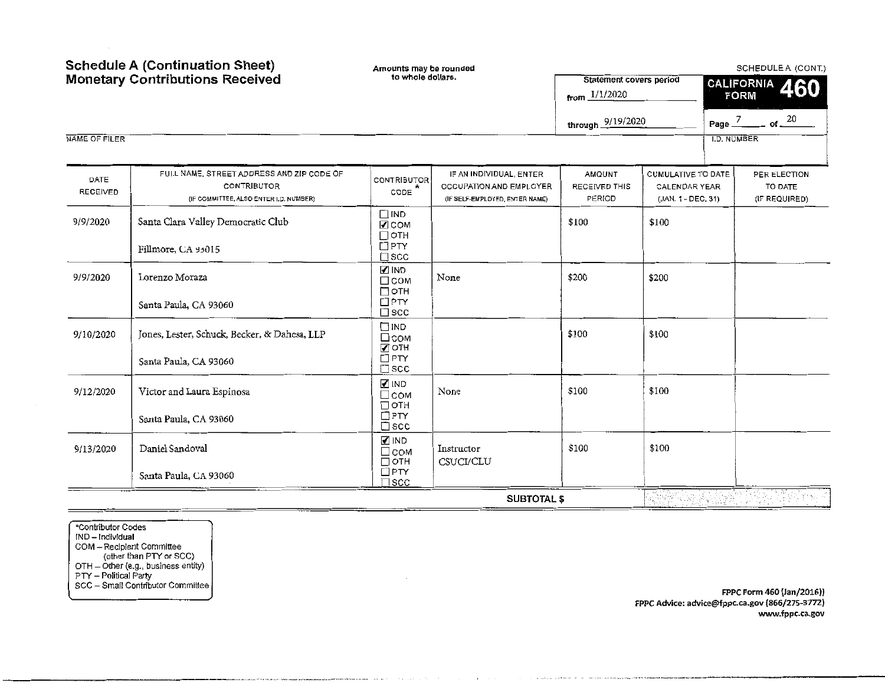# Schedule A (Continuation Sheet)
# Monetary Contributions Received

Amounts may be rounded to whole dollars.

SCHEDULE A (CONT.)

Statement covers period
from 1/1/2020
through 9/19/2020

CALIFORNIA FORM 460

Page 7 of 20

NAME OF FILER

I.D. NUMBER

| DATE RECEIVED | FULL NAME, STREET ADDRESS AND ZIP CODE OF CONTRIBUTOR (IF COMMITTEE, ALSO ENTER I.D. NUMBER) | CONTRIBUTOR CODE * | IF AN INDIVIDUAL, ENTER OCCUPATION AND EMPLOYER (IF SELF-EMPLOYED, ENTER NAME) | AMOUNT RECEIVED THIS PERIOD | CUMULATIVE TO DATE CALENDAR YEAR (JAN. 1 - DEC. 31) | PER ELECTION TO DATE (IF REQUIRED) |
|---|---|---|---|---|---|---|
| 9/9/2020 | Santa Clara Valley Democratic Club<br>Fillmore, CA 93015 | ☐ IND ☑ COM ☐ OTH ☐ PTY ☐ SCC | | $100 | $100 | |
| 9/9/2020 | Lorenzo Moraza<br>Santa Paula, CA 93060 | ☑ IND ☐ COM ☐ OTH ☐ PTY ☐ SCC | None | $200 | $200 | |
| 9/10/2020 | Jones, Lester, Schuck, Becker, & Dahesa, LLP<br>Santa Paula, CA 93060 | ☐ IND ☐ COM ☑ OTH ☐ PTY ☐ SCC | | $100 | $100 | |
| 9/12/2020 | Victor and Laura Espinosa<br>Santa Paula, CA 93060 | ☑ IND ☐ COM ☐ OTH ☐ PTY ☐ SCC | None | $100 | $100 | |
| 9/13/2020 | Daniel Sandoval<br>Santa Paula, CA 93060 | ☑ IND ☐ COM ☐ OTH ☐ PTY ☐ SCC | Instructor<br>CSUCI/CLU | $100 | $100 | |
| | | | **SUBTOTAL $** | | | |

*Contributor Codes
IND – Individual
COM – Recipient Committee (other than PTY or SCC)
OTH – Other (e.g., business entity)
PTY – Political Party
SCC – Small Contributor Committee

FPPC Form 460 (Jan/2016))
FPPC Advice: advice@fppc.ca.gov (866/275-3772)
www.fppc.ca.gov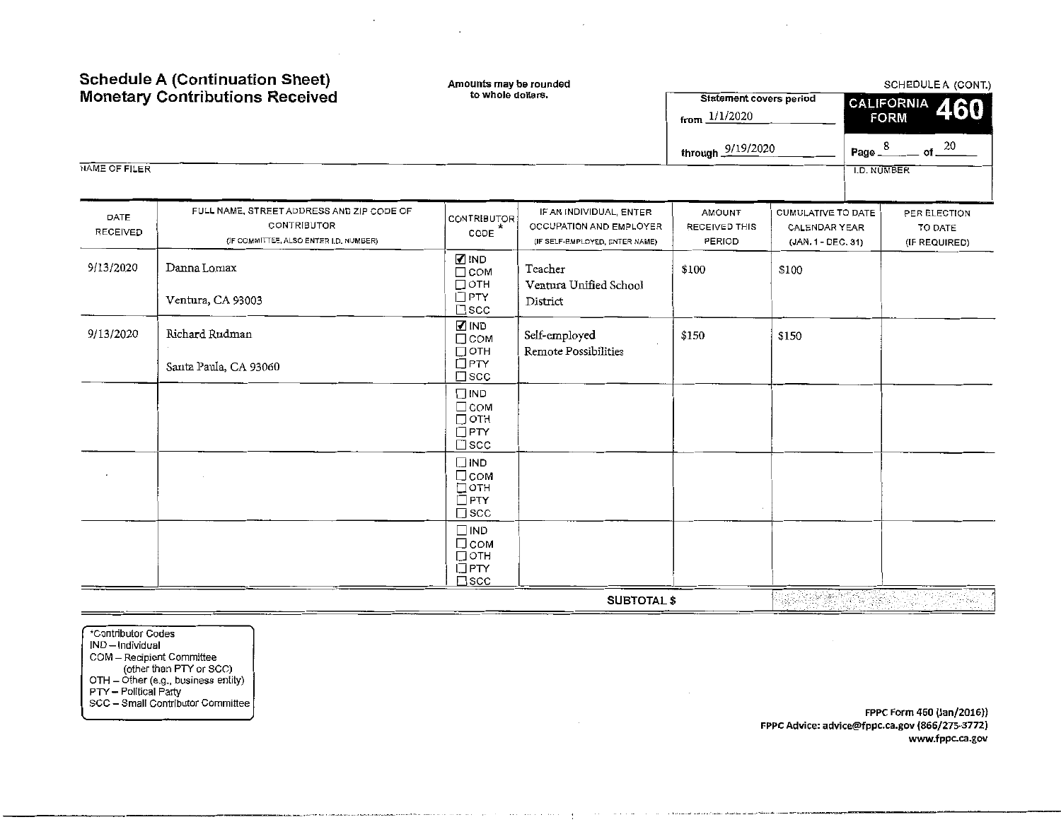# Schedule A (Continuation Sheet)
# Monetary Contributions Received

Amounts may be rounded to whole dollars.

SCHEDULE A (CONT.)

Statement covers period from 1/1/2020 through 9/19/2020

CALIFORNIA FORM 460

Page 8 of 20

NAME OF FILER

I.D. NUMBER

| DATE RECEIVED | FULL NAME, STREET ADDRESS AND ZIP CODE OF CONTRIBUTOR (IF COMMITTEE, ALSO ENTER I.D. NUMBER) | CONTRIBUTOR CODE * | IF AN INDIVIDUAL, ENTER OCCUPATION AND EMPLOYER (IF SELF-EMPLOYED, ENTER NAME) | AMOUNT RECEIVED THIS PERIOD | CUMULATIVE TO DATE CALENDAR YEAR (JAN. 1 - DEC. 31) | PER ELECTION TO DATE (IF REQUIRED) |
|---|---|---|---|---|---|---|
| 9/13/2020 | Danna Lomax<br>Ventura, CA 93003 | ☑ IND ☐ COM ☐ OTH ☐ PTY ☐ SCC | Teacher<br>Ventura Unified School District | $100 | $100 | |
| 9/13/2020 | Richard Rudman<br>Santa Paula, CA 93060 | ☑ IND ☐ COM ☐ OTH ☐ PTY ☐ SCC | Self-employed<br>Remote Possibilities | $150 | $150 | |
| | | ☐ IND ☐ COM ☐ OTH ☐ PTY ☐ SCC | | | | |
| | | ☐ IND ☐ COM ☐ OTH ☐ PTY ☐ SCC | | | | |
| | | ☐ IND ☐ COM ☐ OTH ☐ PTY ☐ SCC | | | | |
| | | | SUBTOTAL $ | | | |

*Contributor Codes
IND – Individual
COM – Recipient Committee (other than PTY or SCC)
OTH – Other (e.g., business entity)
PTY – Political Party
SCC – Small Contributor Committee

FPPC Form 460 (Jan/2016))
FPPC Advice: advice@fppc.ca.gov (866/275-3772)
www.fppc.ca.gov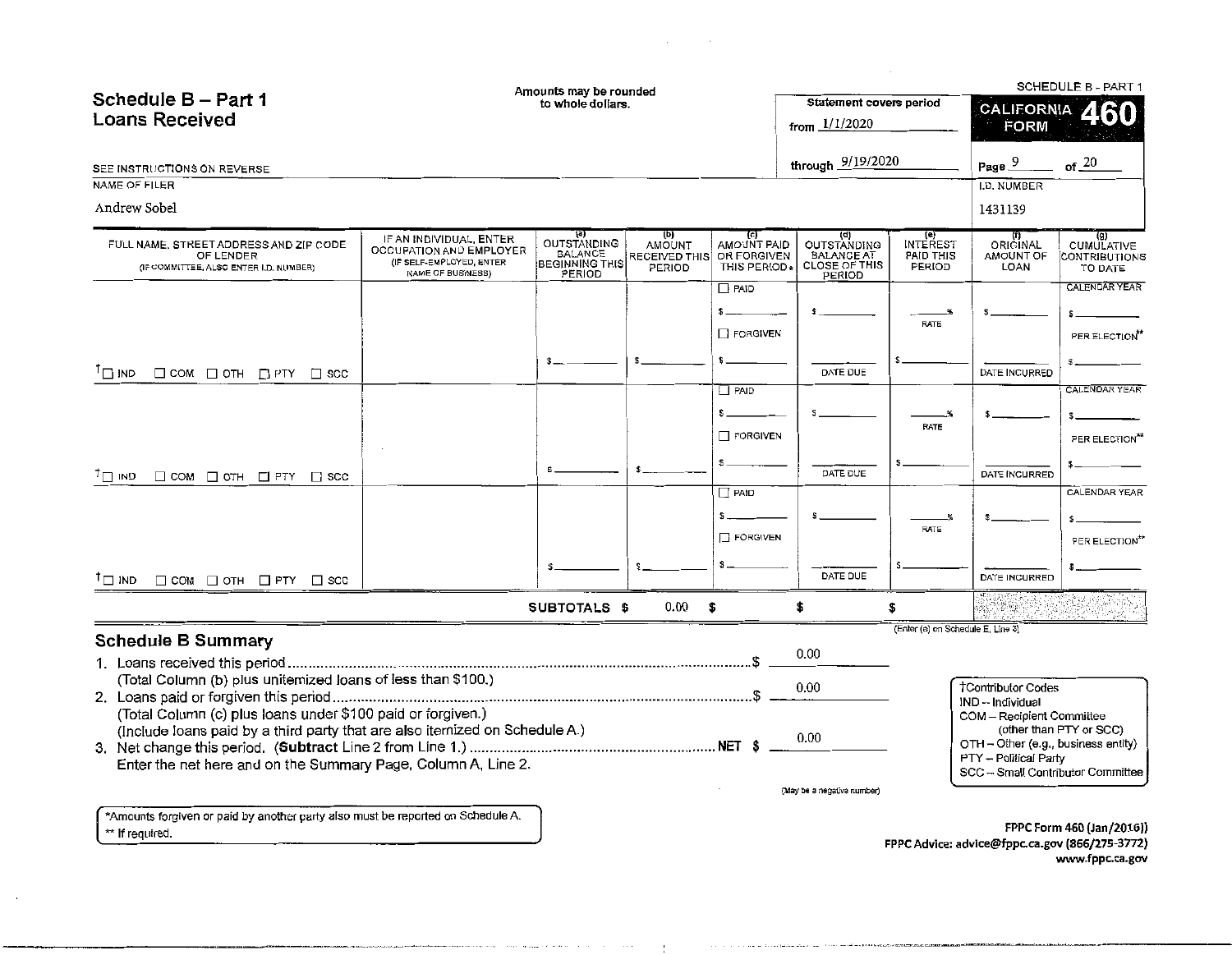# Schedule B – Part 1
## Loans Received

Amounts may be rounded to whole dollars.

SEE INSTRUCTIONS ON REVERSE

Statement covers period from 1/1/2020 through 9/19/2020

SCHEDULE B - PART 1

CALIFORNIA FORM **460**

Page 9 of 20

NAME OF FILER

Andrew Sobel

I.D. NUMBER

1431139

| FULL NAME, STREET ADDRESS AND ZIP CODE OF LENDER (IF COMMITTEE, ALSO ENTER I.D. NUMBER) | IF AN INDIVIDUAL, ENTER OCCUPATION AND EMPLOYER (IF SELF-EMPLOYED, ENTER NAME OF BUSINESS) | (a) OUTSTANDING BALANCE BEGINNING THIS PERIOD | (b) AMOUNT RECEIVED THIS PERIOD | (c) AMOUNT PAID OR FORGIVEN THIS PERIOD* | (d) OUTSTANDING BALANCE AT CLOSE OF THIS PERIOD | (e) INTEREST PAID THIS PERIOD | (f) ORIGINAL AMOUNT OF LOAN | (g) CUMULATIVE CONTRIBUTIONS TO DATE |
|---|---|---|---|---|---|---|---|---|
| †☐ IND ☐ COM ☐ OTH ☐ PTY ☐ SCC | | $ | $ | ☐ PAID $ ☐ FORGIVEN $ | $ DATE DUE | % RATE $ | $ DATE INCURRED | CALENDAR YEAR $ PER ELECTION** $ |
| †☐ IND ☐ COM ☐ OTH ☐ PTY ☐ SCC | | $ | $ | ☐ PAID $ ☐ FORGIVEN $ | $ DATE DUE | % RATE $ | $ DATE INCURRED | CALENDAR YEAR $ PER ELECTION** $ |
| †☐ IND ☐ COM ☐ OTH ☐ PTY ☐ SCC | | $ | $ | ☐ PAID $ ☐ FORGIVEN $ | $ DATE DUE | % RATE $ | $ DATE INCURRED | CALENDAR YEAR $ PER ELECTION** $ |
| | **SUBTOTALS** | $ | 0.00 | $ | $ | $ | | |

(Enter (e) on Schedule E, Line 3)

## Schedule B Summary

1. Loans received this period ............ $ 0.00
   (Total Column (b) plus unitemized loans of less than $100.)
2. Loans paid or forgiven this period ............ $ 0.00
   (Total Column (c) plus loans under $100 paid or forgiven.)
   (Include loans paid by a third party that are also itemized on Schedule A.)
3. Net change this period. (**Subtract** Line 2 from Line 1.) ............ **NET** $ 0.00
   Enter the net here and on the Summary Page, Column A, Line 2.

(May be a negative number)

†Contributor Codes
- IND – Individual
- COM – Recipient Committee (other than PTY or SCC)
- OTH – Other (e.g., business entity)
- PTY – Political Party
- SCC – Small Contributor Committee

*Amounts forgiven or paid by another party also must be reported on Schedule A.
** If required.

FPPC Form 460 (Jan/2016))
FPPC Advice: advice@fppc.ca.gov (866/275-3772)
www.fppc.ca.gov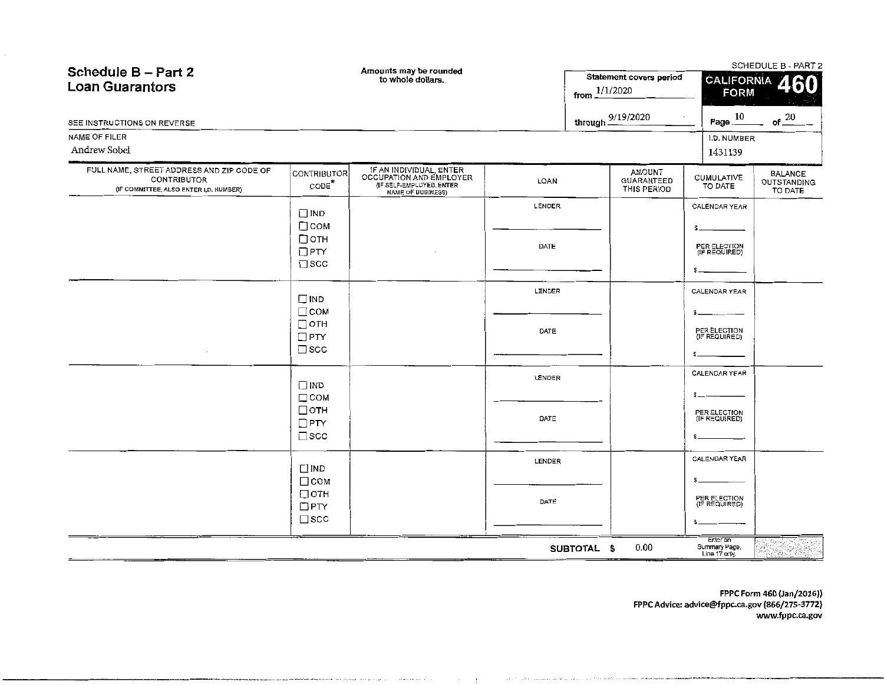# Schedule B – Part 2
## Loan Guarantors

Amounts may be rounded to whole dollars.

Statement covers period from 1/1/2020 through 9/19/2020

SCHEDULE B - PART 2
**CALIFORNIA FORM 460**

Page 10 of 20

SEE INSTRUCTIONS ON REVERSE

NAME OF FILER
Andrew Sobel

I.D. NUMBER
1431139

| FULL NAME, STREET ADDRESS AND ZIP CODE OF CONTRIBUTOR (IF COMMITTEE, ALSO ENTER I.D. NUMBER) | CONTRIBUTOR CODE* | IF AN INDIVIDUAL, ENTER OCCUPATION AND EMPLOYER (IF SELF-EMPLOYED, ENTER NAME OF BUSINESS) | LOAN | AMOUNT GUARANTEED THIS PERIOD | CUMULATIVE TO DATE | BALANCE OUTSTANDING TO DATE |
|---|---|---|---|---|---|---|
| | ☐ IND ☐ COM ☐ OTH ☐ PTY ☐ SCC | | LENDER ______ DATE ______ | | CALENDAR YEAR $ ______ PER ELECTION (IF REQUIRED) $ ______ | |
| | ☐ IND ☐ COM ☐ OTH ☐ PTY ☐ SCC | | LENDER ______ DATE ______ | | CALENDAR YEAR $ ______ PER ELECTION (IF REQUIRED) $ ______ | |
| | ☐ IND ☐ COM ☐ OTH ☐ PTY ☐ SCC | | LENDER ______ DATE ______ | | CALENDAR YEAR $ ______ PER ELECTION (IF REQUIRED) $ ______ | |
| | ☐ IND ☐ COM ☐ OTH ☐ PTY ☐ SCC | | LENDER ______ DATE ______ | | CALENDAR YEAR $ ______ PER ELECTION (IF REQUIRED) $ ______ | |
| | | | SUBTOTAL $ | 0.00 | Enter on Summary Page, Line 17 only. | |

FPPC Form 460 (Jan/2016))
FPPC Advice: advice@fppc.ca.gov (866/275-3772)
www.fppc.ca.gov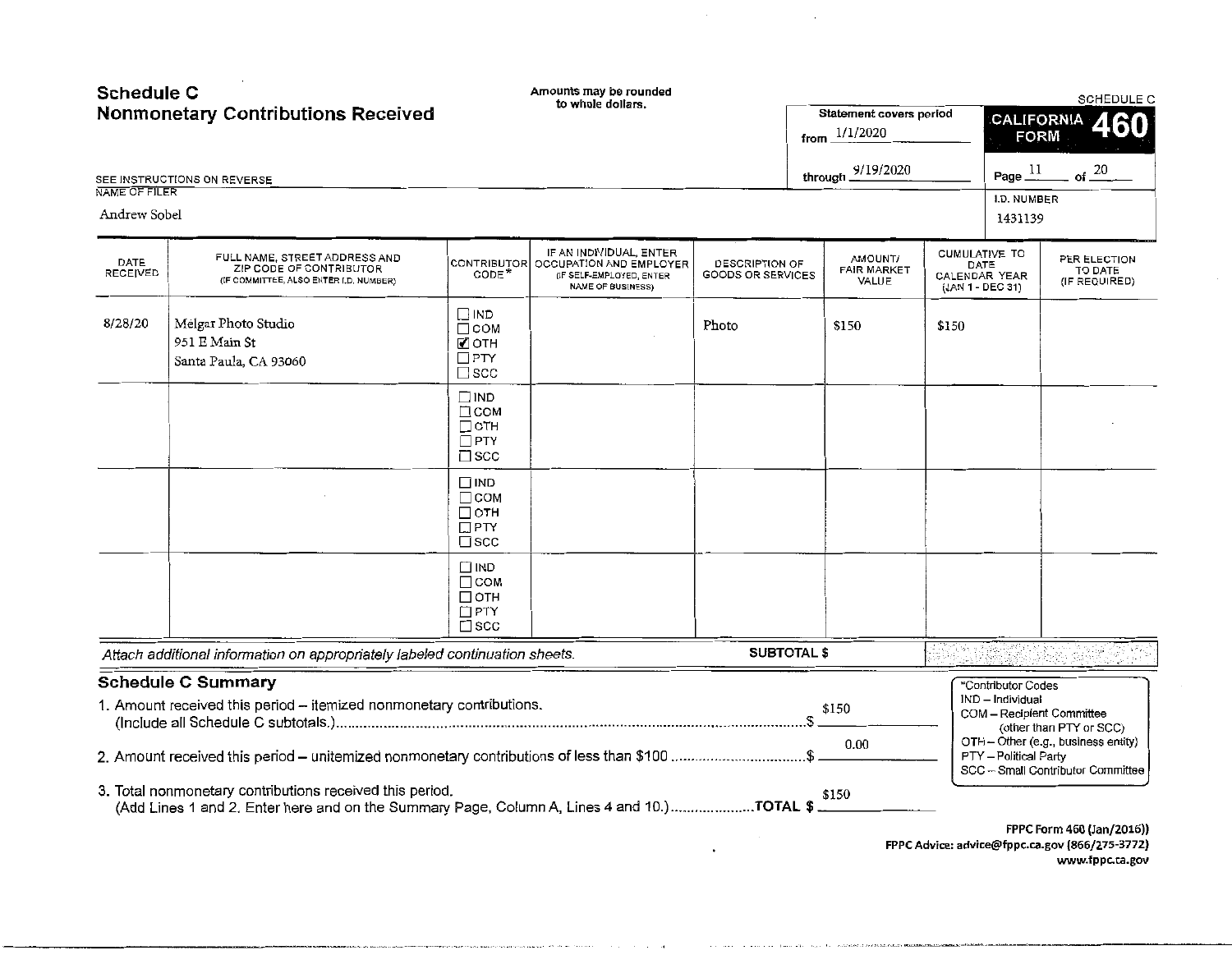# Schedule C
## Nonmonetary Contributions Received

Amounts may be rounded to whole dollars.

SCHEDULE C

**CALIFORNIA FORM 460**

Statement covers period from 1/1/2020 through 9/19/2020

Page 11 of 20

SEE INSTRUCTIONS ON REVERSE

NAME OF FILER: Andrew Sobel

I.D. NUMBER: 1431139

| DATE RECEIVED | FULL NAME, STREET ADDRESS AND ZIP CODE OF CONTRIBUTOR (IF COMMITTEE, ALSO ENTER I.D. NUMBER) | CONTRIBUTOR CODE* | IF AN INDIVIDUAL, ENTER OCCUPATION AND EMPLOYER (IF SELF-EMPLOYED, ENTER NAME OF BUSINESS) | DESCRIPTION OF GOODS OR SERVICES | AMOUNT/ FAIR MARKET VALUE | CUMULATIVE TO DATE CALENDAR YEAR (JAN 1 - DEC 31) | PER ELECTION TO DATE (IF REQUIRED) |
|---|---|---|---|---|---|---|---|
| 8/28/20 | Melgar Photo Studio<br>951 E Main St<br>Santa Paula, CA 93060 | ☐ IND ☐ COM ☑ OTH ☐ PTY ☐ SCC | | Photo | $150 | $150 | |
| | | ☐ IND ☐ COM ☐ OTH ☐ PTY ☐ SCC | | | | | |
| | | ☐ IND ☐ COM ☐ OTH ☐ PTY ☐ SCC | | | | | |
| | | ☐ IND ☐ COM ☐ OTH ☐ PTY ☐ SCC | | | | | |

*Attach additional information on appropriately labeled continuation sheets.* **SUBTOTAL $**

## Schedule C Summary

1. Amount received this period – itemized nonmonetary contributions. (Include all Schedule C subtotals.) $ $150
2. Amount received this period – unitemized nonmonetary contributions of less than $100 $ 0.00
3. Total nonmonetary contributions received this period. (Add Lines 1 and 2. Enter here and on the Summary Page, Column A, Lines 4 and 10.) **TOTAL $** $150

*Contributor Codes
- IND – Individual
- COM – Recipient Committee (other than PTY or SCC)
- OTH – Other (e.g., business entity)
- PTY – Political Party
- SCC – Small Contributor Committee

FPPC Form 460 (Jan/2016))
FPPC Advice: advice@fppc.ca.gov (866/275-3772)
www.fppc.ca.gov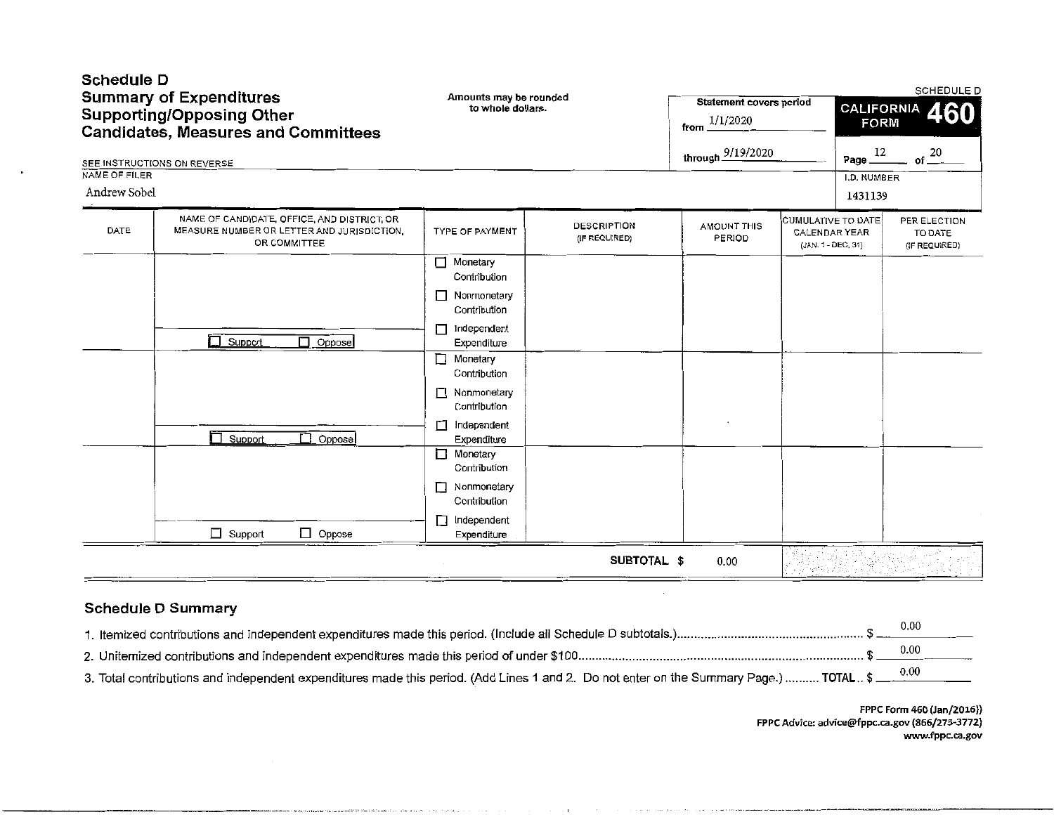# Schedule D

## Summary of Expenditures Supporting/Opposing Other Candidates, Measures and Committees

Amounts may be rounded to whole dollars.

SEE INSTRUCTIONS ON REVERSE

Statement covers period from 1/1/2020 through 9/19/2020

SCHEDULE D

CALIFORNIA FORM 460

Page 12 of 20

NAME OF FILER: Andrew Sobel

I.D. NUMBER: 1431139

| DATE | NAME OF CANDIDATE, OFFICE, AND DISTRICT, OR MEASURE NUMBER OR LETTER AND JURISDICTION, OR COMMITTEE | TYPE OF PAYMENT | DESCRIPTION (IF REQUIRED) | AMOUNT THIS PERIOD | CUMULATIVE TO DATE CALENDAR YEAR (JAN. 1 - DEC. 31) | PER ELECTION TO DATE (IF REQUIRED) |
|---|---|---|---|---|---|---|
| | ☐ Support ☐ Oppose | ☐ Monetary Contribution ☐ Nonmonetary Contribution ☐ Independent Expenditure | | | | |
| | ☐ Support ☐ Oppose | ☐ Monetary Contribution ☐ Nonmonetary Contribution ☐ Independent Expenditure | | | | |
| | ☐ Support ☐ Oppose | ☐ Monetary Contribution ☐ Nonmonetary Contribution ☐ Independent Expenditure | | | | |
| | | | SUBTOTAL $ | 0.00 | | |

### Schedule D Summary

1. Itemized contributions and independent expenditures made this period. (Include all Schedule D subtotals.) $ 0.00
2. Unitemized contributions and independent expenditures made this period of under $100 $ 0.00
3. Total contributions and independent expenditures made this period. (Add Lines 1 and 2. Do not enter on the Summary Page.) TOTAL $ 0.00

FPPC Form 460 (Jan/2016))
FPPC Advice: advice@fppc.ca.gov (866/275-3772)
www.fppc.ca.gov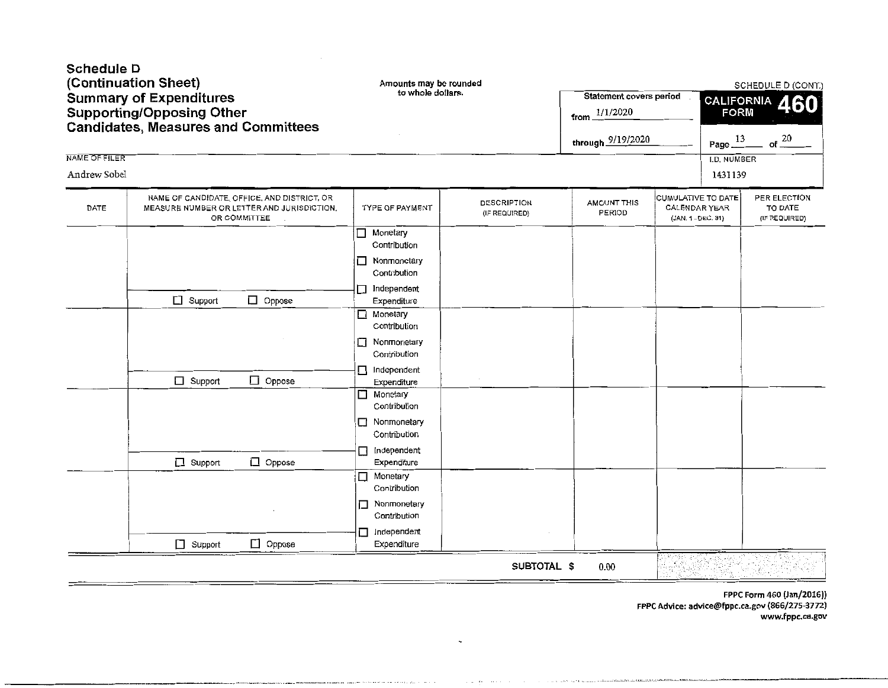# Schedule D (Continuation Sheet)
## Summary of Expenditures Supporting/Opposing Other Candidates, Measures and Committees

Amounts may be rounded to whole dollars.

SCHEDULE D (CONT.)

**CALIFORNIA FORM 460**

Statement covers period
from 1/1/2020
through 9/19/2020

Page 13 of 20

NAME OF FILER
Andrew Sobel

I.D. NUMBER
1431139

| DATE | NAME OF CANDIDATE, OFFICE, AND DISTRICT, OR MEASURE NUMBER OR LETTER AND JURISDICTION, OR COMMITTEE | TYPE OF PAYMENT | DESCRIPTION (IF REQUIRED) | AMOUNT THIS PERIOD | CUMULATIVE TO DATE CALENDAR YEAR (JAN. 1 - DEC. 31) | PER ELECTION TO DATE (IF REQUIRED) |
|---|---|---|---|---|---|---|
| | ☐ Support ☐ Oppose | ☐ Monetary Contribution ☐ Nonmonetary Contribution ☐ Independent Expenditure | | | | |
| | ☐ Support ☐ Oppose | ☐ Monetary Contribution ☐ Nonmonetary Contribution ☐ Independent Expenditure | | | | |
| | ☐ Support ☐ Oppose | ☐ Monetary Contribution ☐ Nonmonetary Contribution ☐ Independent Expenditure | | | | |
| | ☐ Support ☐ Oppose | ☐ Monetary Contribution ☐ Nonmonetary Contribution ☐ Independent Expenditure | | | | |
| | | | SUBTOTAL $ | 0.00 | | |

FPPC Form 460 (Jan/2016))
FPPC Advice: advice@fppc.ca.gov (866/275-3772)
www.fppc.ca.gov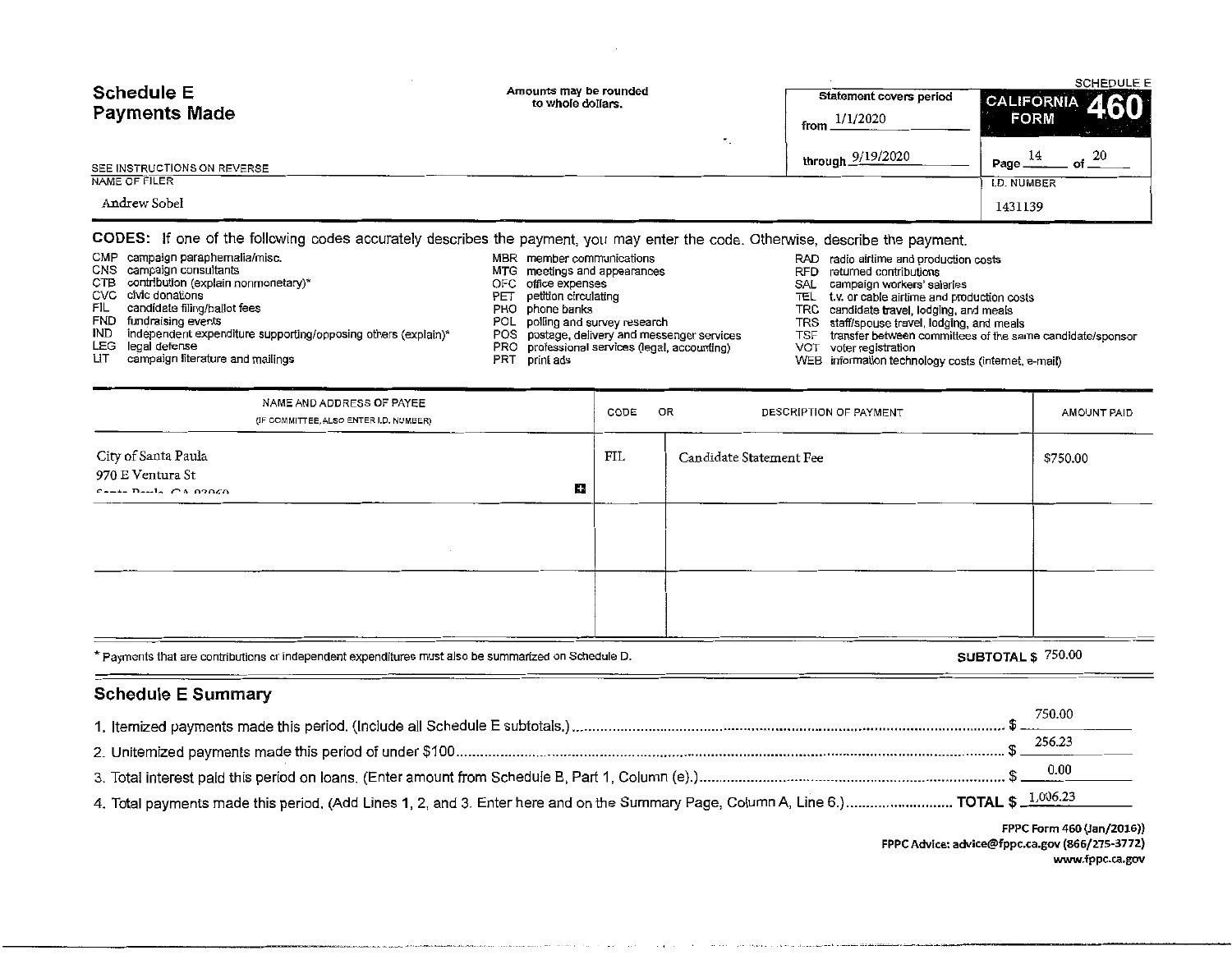# Schedule E
## Payments Made

Amounts may be rounded to whole dollars.

Statement covers period from 1/1/2020 through 9/19/2020

SCHEDULE E
**CALIFORNIA FORM 460**

Page 14 of 20

SEE INSTRUCTIONS ON REVERSE

NAME OF FILER: Andrew Sobel

I.D. NUMBER: 1431139

**CODES:** If one of the following codes accurately describes the payment, you may enter the code. Otherwise, describe the payment.

- CMP campaign paraphernalia/misc.
- CNS campaign consultants
- CTB contribution (explain nonmonetary)*
- CVC civic donations
- FIL candidate filing/ballot fees
- FND fundraising events
- IND independent expenditure supporting/opposing others (explain)*
- LEG legal defense
- LIT campaign literature and mailings
- MBR member communications
- MTG meetings and appearances
- OFC office expenses
- PET petition circulating
- PHO phone banks
- POL polling and survey research
- POS postage, delivery and messenger services
- PRO professional services (legal, accounting)
- PRT print ads
- RAD radio airtime and production costs
- RFD returned contributions
- SAL campaign workers' salaries
- TEL t.v. or cable airtime and production costs
- TRC candidate travel, lodging, and meals
- TRS staff/spouse travel, lodging, and meals
- TSF transfer between committees of the same candidate/sponsor
- VOT voter registration
- WEB information technology costs (internet, e-mail)

| NAME AND ADDRESS OF PAYEE (IF COMMITTEE, ALSO ENTER I.D. NUMBER) | CODE | OR DESCRIPTION OF PAYMENT | AMOUNT PAID |
|---|---|---|---|
| City of Santa Paula<br>970 E Ventura St<br>Santa Paula, CA 93060 | FIL | Candidate Statement Fee | $750.00 |
| | | | |
| | | | |

\* Payments that are contributions or independent expenditures must also be summarized on Schedule D.

**SUBTOTAL $** 750.00

## Schedule E Summary

1. Itemized payments made this period. (Include all Schedule E subtotals.) $ 750.00
2. Unitemized payments made this period of under $100 $ 256.23
3. Total interest paid this period on loans. (Enter amount from Schedule B, Part 1, Column (e).) $ 0.00
4. Total payments made this period. (Add Lines 1, 2, and 3. Enter here and on the Summary Page, Column A, Line 6.) **TOTAL $** 1,006.23

FPPC Form 460 (Jan/2016))
FPPC Advice: advice@fppc.ca.gov (866/275-3772)
www.fppc.ca.gov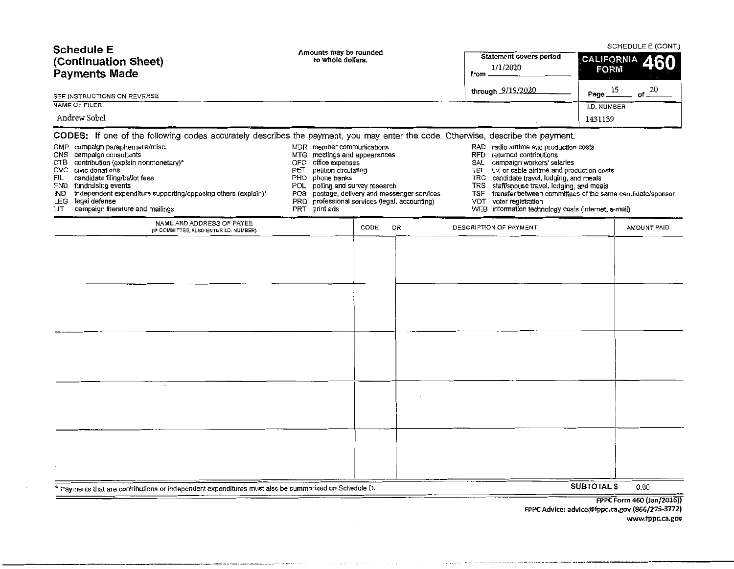SCHEDULE E (CONT.)

# Schedule E (Continuation Sheet) Payments Made

Amounts may be rounded to whole dollars.

**Statement covers period**
from 1/1/2020
through 9/19/2020

**CALIFORNIA FORM 460**

Page 15 of 20

SEE INSTRUCTIONS ON REVERSE

NAME OF FILER: Andrew Sobel

I.D. NUMBER: 1431139

**CODES:** If one of the following codes accurately describes the payment, you may enter the code. Otherwise, describe the payment.

- CMP campaign paraphernalia/misc.
- CNS campaign consultants
- CTB contribution (explain nonmonetary)*
- CVC civic donations
- FIL candidate filing/ballot fees
- FND fundraising events
- IND independent expenditure supporting/opposing others (explain)*
- LEG legal defense
- LIT campaign literature and mailings
- MBR member communications
- MTG meetings and appearances
- OFC office expenses
- PET petition circulating
- PHO phone banks
- POL polling and survey research
- POS postage, delivery and messenger services
- PRO professional services (legal, accounting)
- PRT print ads
- RAD radio airtime and production costs
- RFD returned contributions
- SAL campaign workers' salaries
- TEL t.v. or cable airtime and production costs
- TRC candidate travel, lodging, and meals
- TRS staff/spouse travel, lodging, and meals
- TSF transfer between committees of the same candidate/sponsor
- VOT voter registration
- WEB information technology costs (internet, e-mail)

| NAME AND ADDRESS OF PAYEE (IF COMMITTEE, ALSO ENTER I.D. NUMBER) | CODE | OR DESCRIPTION OF PAYMENT | AMOUNT PAID |
|---|---|---|---|
| | | | |
| | | | |
| | | | |
| | | | |
| | | | |

* Payments that are contributions or independent expenditures must also be summarized on Schedule D.

**SUBTOTAL $** 0.00

FPPC Form 460 (Jan/2016))
FPPC Advice: advice@fppc.ca.gov (866/275-3772)
www.fppc.ca.gov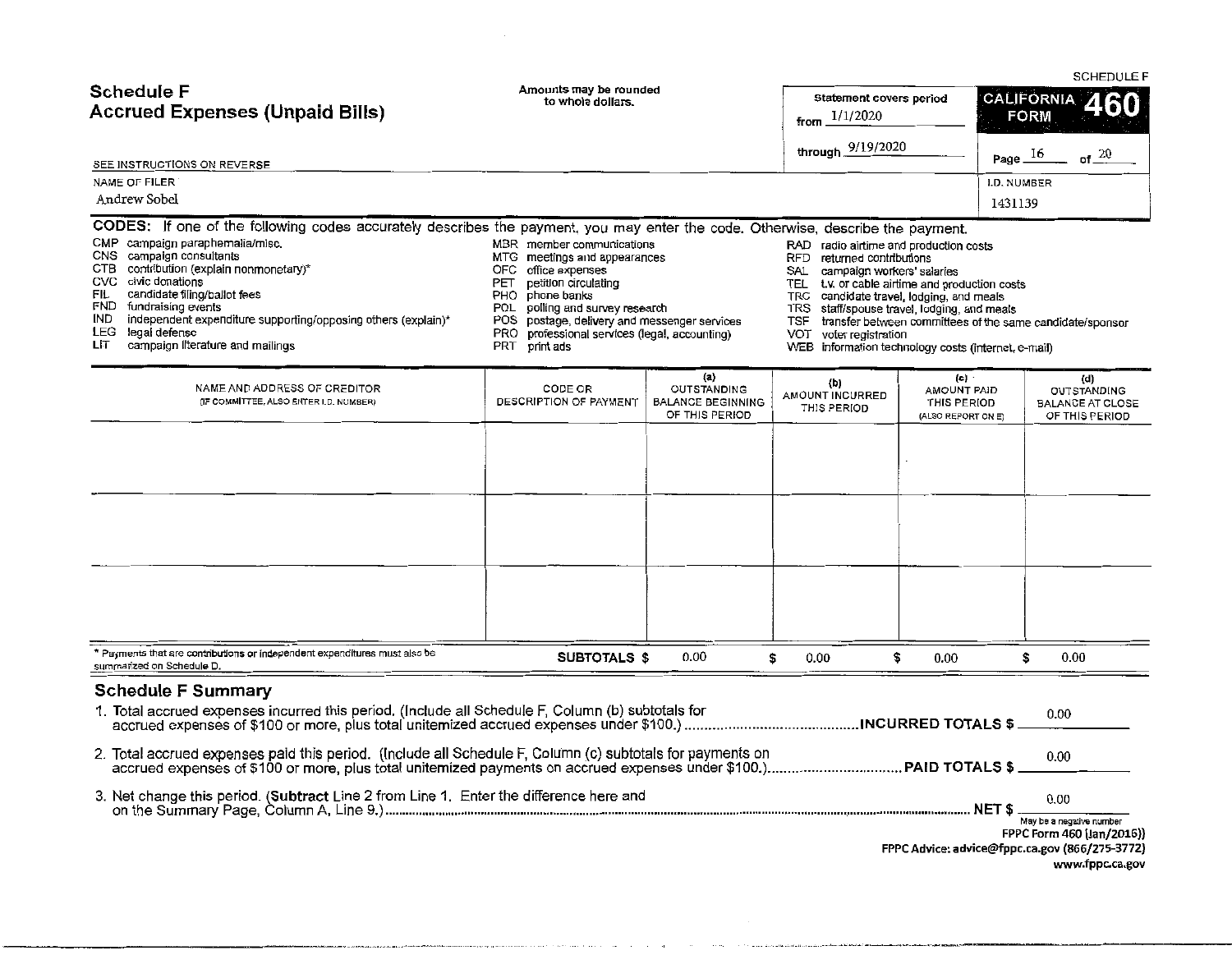SCHEDULE F

# Schedule F
## Accrued Expenses (Unpaid Bills)

Amounts may be rounded to whole dollars.

Statement covers period from 1/1/2020 through 9/19/2020

CALIFORNIA FORM 460

Page 16 of 20

SEE INSTRUCTIONS ON REVERSE

NAME OF FILER: Andrew Sobel

I.D. NUMBER: 1431139

**CODES:** If one of the following codes accurately describes the payment, you may enter the code. Otherwise, describe the payment.

- CMP campaign paraphernalia/misc.
- CNS campaign consultants
- CTB contribution (explain nonmonetary)*
- CVC civic donations
- FIL candidate filing/ballot fees
- FND fundraising events
- IND independent expenditure supporting/opposing others (explain)*
- LEG legal defense
- LIT campaign literature and mailings
- MBR member communications
- MTG meetings and appearances
- OFC office expenses
- PET petition circulating
- PHO phone banks
- POL polling and survey research
- POS postage, delivery and messenger services
- PRO professional services (legal, accounting)
- PRT print ads
- RAD radio airtime and production costs
- RFD returned contributions
- SAL campaign workers' salaries
- TEL t.v. or cable airtime and production costs
- TRC candidate travel, lodging, and meals
- TRS staff/spouse travel, lodging, and meals
- TSF transfer between committees of the same candidate/sponsor
- VOT voter registration
- WEB information technology costs (internet, e-mail)

| NAME AND ADDRESS OF CREDITOR (IF COMMITTEE, ALSO ENTER I.D. NUMBER) | CODE OR DESCRIPTION OF PAYMENT | (a) OUTSTANDING BALANCE BEGINNING OF THIS PERIOD | (b) AMOUNT INCURRED THIS PERIOD | (c) AMOUNT PAID THIS PERIOD (ALSO REPORT ON E) | (d) OUTSTANDING BALANCE AT CLOSE OF THIS PERIOD |
|---|---|---|---|---|---|
| | | | | | |
| | | | | | |
| | | | | | |
| | SUBTOTALS $ | 0.00 | $ 0.00 | $ 0.00 | $ 0.00 |

\* Payments that are contributions or independent expenditures must also be summarized on Schedule D.

## Schedule F Summary

1. Total accrued expenses incurred this period. (Include all Schedule F, Column (b) subtotals for accrued expenses of $100 or more, plus total unitemized accrued expenses under $100.) **INCURRED TOTALS $** 0.00

2. Total accrued expenses paid this period. (Include all Schedule F, Column (c) subtotals for payments on accrued expenses of $100 or more, plus total unitemized payments on accrued expenses under $100.) **PAID TOTALS $** 0.00

3. Net change this period. (**Subtract** Line 2 from Line 1. Enter the difference here and on the Summary Page, Column A, Line 9.) **NET $** 0.00

May be a negative number

FPPC Form 460 (Jan/2016))
FPPC Advice: advice@fppc.ca.gov (866/275-3772)
www.fppc.ca.gov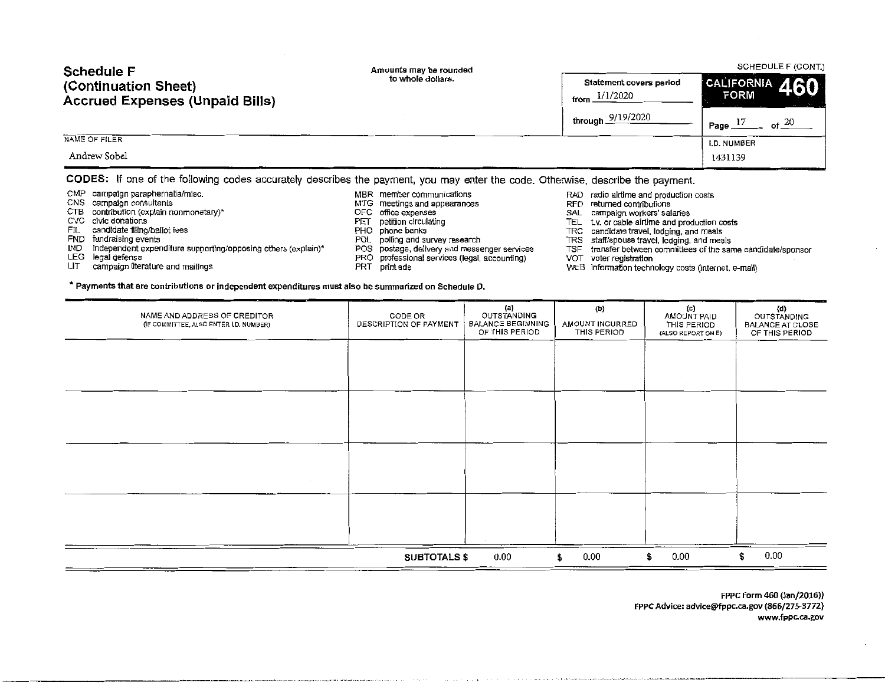# Schedule F
## (Continuation Sheet)
## Accrued Expenses (Unpaid Bills)

Amounts may be rounded to whole dollars.

SCHEDULE F (CONT.)

Statement covers period
from 1/1/2020
through 9/19/2020

CALIFORNIA FORM 460

Page 17 of 20

NAME OF FILER
Andrew Sobel

I.D. NUMBER
1431139

**CODES:** If one of the following codes accurately describes the payment, you may enter the code. Otherwise, describe the payment.

- CMP campaign paraphernalia/misc.
- CNS campaign consultants
- CTB contribution (explain nonmonetary)*
- CVC civic donations
- FIL candidate filing/ballot fees
- FND fundraising events
- IND independent expenditure supporting/opposing others (explain)*
- LEG legal defense
- LIT campaign literature and mailings
- MBR member communications
- MTG meetings and appearances
- OFC office expenses
- PET petition circulating
- PHO phone banks
- POL polling and survey research
- POS postage, delivery and messenger services
- PRO professional services (legal, accounting)
- PRT print ads
- RAD radio airtime and production costs
- RFD returned contributions
- SAL campaign workers' salaries
- TEL t.v. or cable airtime and production costs
- TRC candidate travel, lodging, and meals
- TRS staff/spouse travel, lodging, and meals
- TSF transfer between committees of the same candidate/sponsor
- VOT voter registration
- WEB information technology costs (internet, e-mail)

**\* Payments that are contributions or independent expenditures must also be summarized on Schedule D.**

| NAME AND ADDRESS OF CREDITOR (IF COMMITTEE, ALSO ENTER I.D. NUMBER) | CODE OR DESCRIPTION OF PAYMENT | (a) OUTSTANDING BALANCE BEGINNING OF THIS PERIOD | (b) AMOUNT INCURRED THIS PERIOD | (c) AMOUNT PAID THIS PERIOD (ALSO REPORT ON E) | (d) OUTSTANDING BALANCE AT CLOSE OF THIS PERIOD |
|---|---|---|---|---|---|
| | | | | | |
| | | | | | |
| | | | | | |
| | | | | | |
| | **SUBTOTALS $** | 0.00 | $ 0.00 | $ 0.00 | $ 0.00 |

FPPC Form 460 (Jan/2016))
FPPC Advice: advice@fppc.ca.gov (866/275-3772)
www.fppc.ca.gov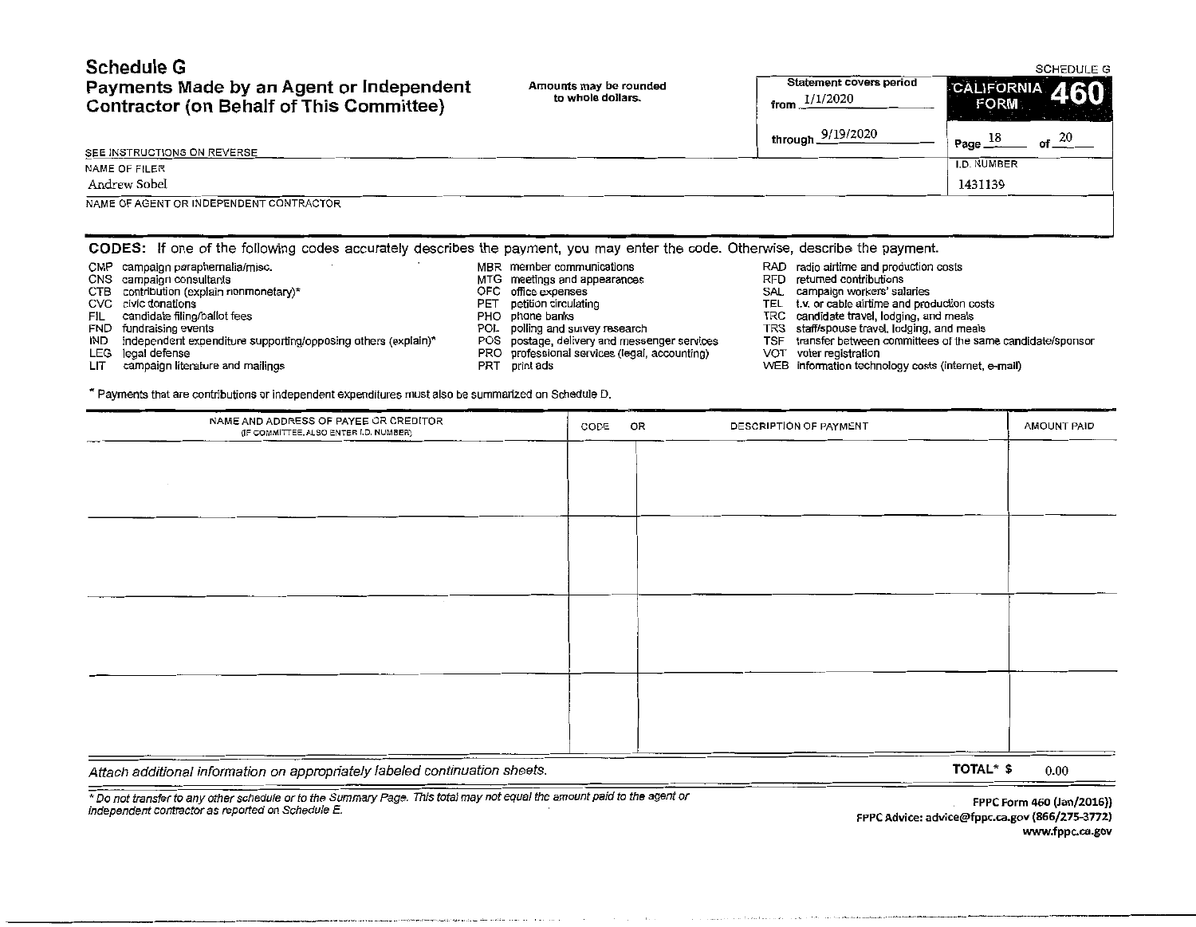# Schedule G

## Payments Made by an Agent or Independent Contractor (on Behalf of This Committee)

SCHEDULE G

Amounts may be rounded to whole dollars.

Statement covers period from 1/1/2020 through 9/19/2020

CALIFORNIA FORM 460

Page 18 of 20

SEE INSTRUCTIONS ON REVERSE

NAME OF FILER: Andrew Sobel

I.D. NUMBER: 1431139

NAME OF AGENT OR INDEPENDENT CONTRACTOR:

**CODES:** If one of the following codes accurately describes the payment, you may enter the code. Otherwise, describe the payment.

- CMP campaign paraphernalia/misc.
- CNS campaign consultants
- CTB contribution (explain nonmonetary)*
- CVC civic donations
- FIL candidate filing/ballot fees
- FND fundraising events
- IND independent expenditure supporting/opposing others (explain)*
- LEG legal defense
- LIT campaign literature and mailings
- MBR member communications
- MTG meetings and appearances
- OFC office expenses
- PET petition circulating
- PHO phone banks
- POL polling and survey research
- POS postage, delivery and messenger services
- PRO professional services (legal, accounting)
- PRT print ads
- RAD radio airtime and production costs
- RFD returned contributions
- SAL campaign workers' salaries
- TEL t.v. or cable airtime and production costs
- TRC candidate travel, lodging, and meals
- TRS staff/spouse travel, lodging, and meals
- TSF transfer between committees of the same candidate/sponsor
- VOT voter registration
- WEB information technology costs (internet, e-mail)

* Payments that are contributions or independent expenditures must also be summarized on Schedule D.

| NAME AND ADDRESS OF PAYEE OR CREDITOR (IF COMMITTEE, ALSO ENTER I.D. NUMBER) | CODE | OR DESCRIPTION OF PAYMENT | AMOUNT PAID |
|---|---|---|---|
| | | | |
| | | | |
| | | | |
| | | | |

*Attach additional information on appropriately labeled continuation sheets.*

**TOTAL* $** 0.00

*\* Do not transfer to any other schedule or to the Summary Page. This total may not equal the amount paid to the agent or independent contractor as reported on Schedule E.*

FPPC Form 460 (Jan/2016))
FPPC Advice: advice@fppc.ca.gov (866/275-3772)
www.fppc.ca.gov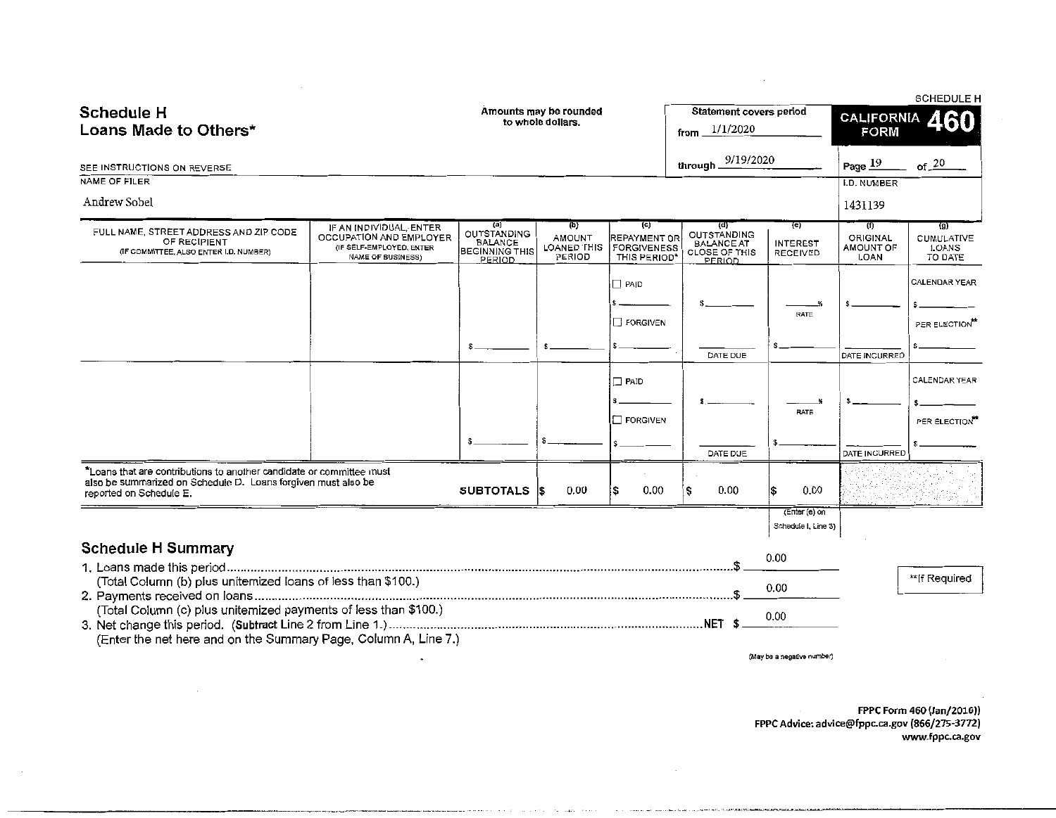# Schedule H
## Loans Made to Others*

SEE INSTRUCTIONS ON REVERSE

Amounts may be rounded to whole dollars.

Statement covers period from 1/1/2020 through 9/19/2020

SCHEDULE H

CALIFORNIA FORM 460

Page 19 of 20

NAME OF FILER: Andrew Sobel

I.D. NUMBER: 1431139

| FULL NAME, STREET ADDRESS AND ZIP CODE OF RECIPIENT (IF COMMITTEE, ALSO ENTER I.D. NUMBER) | IF AN INDIVIDUAL, ENTER OCCUPATION AND EMPLOYER (IF SELF-EMPLOYED, ENTER NAME OF BUSINESS) | (a) OUTSTANDING BALANCE BEGINNING THIS PERIOD | (b) AMOUNT LOANED THIS PERIOD | (c) REPAYMENT OR FORGIVENESS THIS PERIOD* | (d) OUTSTANDING BALANCE AT CLOSE OF THIS PERIOD | (e) INTEREST RECEIVED | (f) ORIGINAL AMOUNT OF LOAN | (g) CUMULATIVE LOANS TO DATE |
|---|---|---|---|---|---|---|---|---|
| | | $ | $ | ☐ PAID $ ☐ FORGIVEN $ | $ DATE DUE | % RATE $ | $ DATE INCURRED | CALENDAR YEAR $ PER ELECTION** $ |
| | | $ | $ | ☐ PAID $ ☐ FORGIVEN $ | $ DATE DUE | % RATE $ | $ DATE INCURRED | CALENDAR YEAR $ PER ELECTION** $ |
| *Loans that are contributions to another candidate or committee must also be summarized on Schedule D. Loans forgiven must also be reported on Schedule E. | | SUBTOTALS | $ 0.00 | $ 0.00 | $ 0.00 | $ 0.00 | | |

(Enter (e) on Schedule I, Line 3)

## Schedule H Summary

1. Loans made this period ........ $ 0.00
   (Total Column (b) plus unitemized loans of less than $100.)
2. Payments received on loans ........ $ 0.00
   (Total Column (c) plus unitemized payments of less than $100.)
3. Net change this period. (Subtract Line 2 from Line 1.) ........ NET $ 0.00
   (Enter the net here and on the Summary Page, Column A, Line 7.)

(May be a negative number)

**If Required

FPPC Form 460 (Jan/2016))
FPPC Advice: advice@fppc.ca.gov (866/275-3772)
www.fppc.ca.gov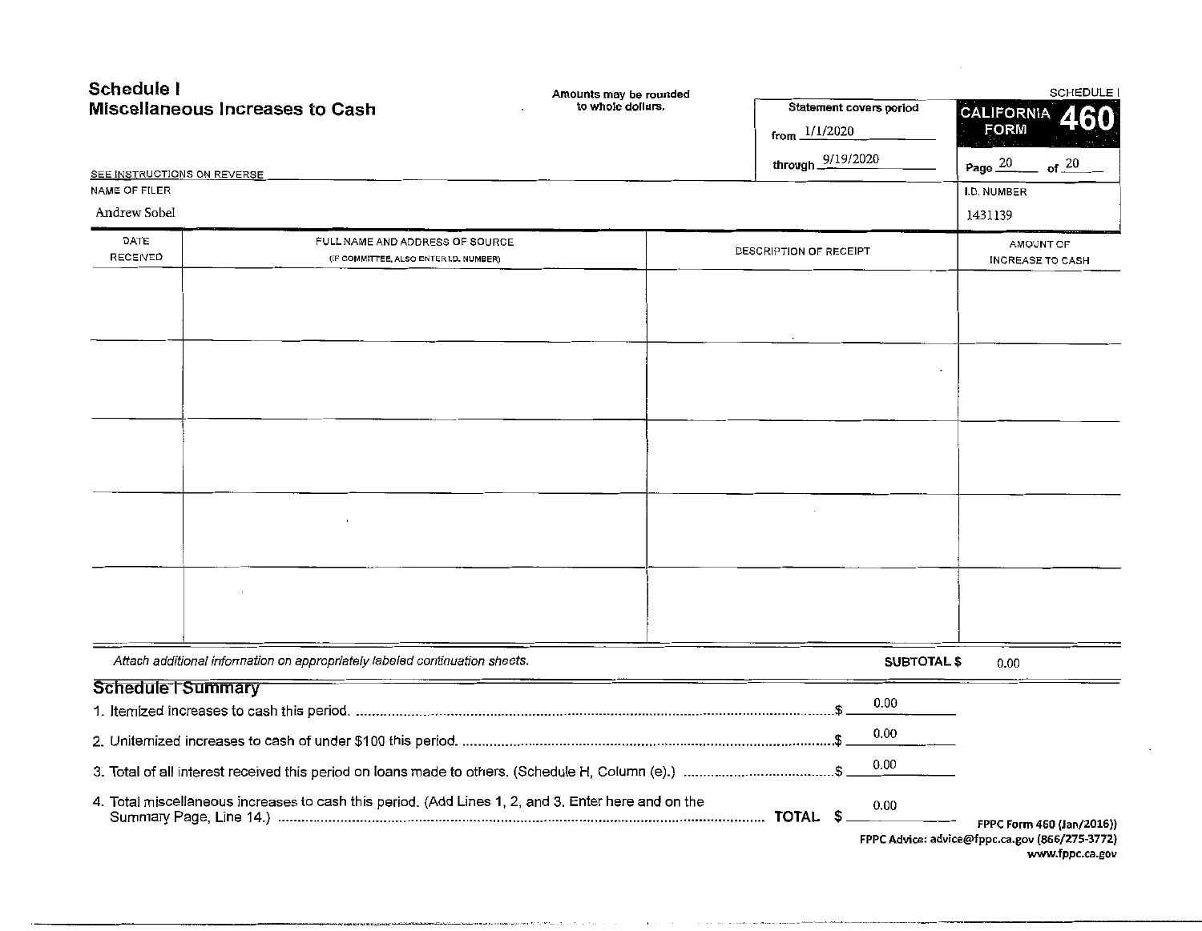# Schedule I
## Miscellaneous Increases to Cash

Amounts may be rounded to whole dollars.

Statement covers period from 1/1/2020 through 9/19/2020

SCHEDULE I

CALIFORNIA FORM 460

Page 20 of 20

SEE INSTRUCTIONS ON REVERSE

NAME OF FILER: Andrew Sobel

I.D. NUMBER: 1431139

| DATE RECEIVED | FULL NAME AND ADDRESS OF SOURCE (IF COMMITTEE, ALSO ENTER I.D. NUMBER) | DESCRIPTION OF RECEIPT | AMOUNT OF INCREASE TO CASH |
|---|---|---|---|
| | | | |
| | | | |
| | | | |
| | | | |
| | | | |

*Attach additional information on appropriately labeled continuation sheets.*

**SUBTOTAL $** 0.00

## Schedule I Summary

1. Itemized increases to cash this period. ......................................... $ 0.00
2. Unitemized increases to cash of under $100 this period. ......................................... $ 0.00
3. Total of all interest received this period on loans made to others. (Schedule H, Column (e).) ......................................... $ 0.00
4. Total miscellaneous increases to cash this period. (Add Lines 1, 2, and 3. Enter here and on the Summary Page, Line 14.) ......................................... **TOTAL $** 0.00

FPPC Form 460 (Jan/2016))
FPPC Advice: advice@fppc.ca.gov (866/275-3772)
www.fppc.ca.gov